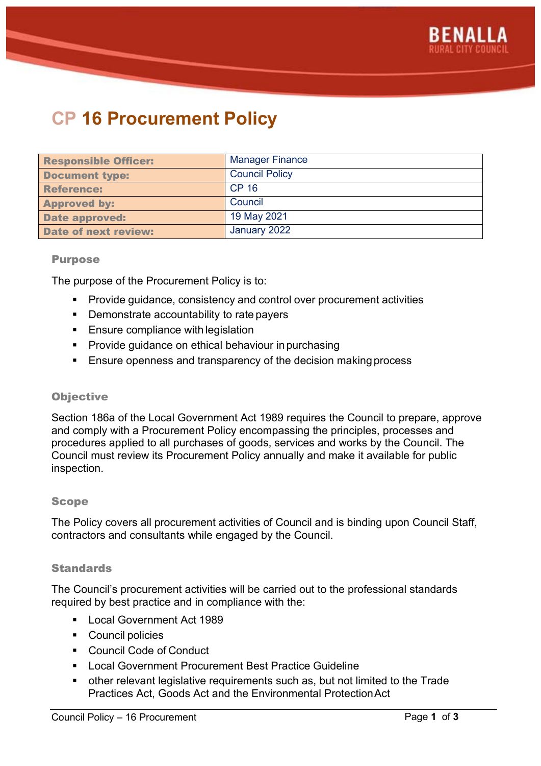# CP 16 Procurement Policy

| Responsible Officer: | Manager Finance |
|---|---|
| Document type: | Council Policy |
| Reference: | CP 16 |
| Approved by: | Council |
| Date approved: | 19 May 2021 |
| Date of next review: | January 2022 |

### Purpose

The purpose of the Procurement Policy is to:

- Provide guidance, consistency and control over procurement activities
- Demonstrate accountability to rate payers
- Ensure compliance with legislation
- Provide guidance on ethical behaviour in purchasing
- Ensure openness and transparency of the decision making process

### Objective

Section 186a of the Local Government Act 1989 requires the Council to prepare, approve and comply with a Procurement Policy encompassing the principles, processes and procedures applied to all purchases of goods, services and works by the Council. The Council must review its Procurement Policy annually and make it available for public inspection.

### Scope

The Policy covers all procurement activities of Council and is binding upon Council Staff, contractors and consultants while engaged by the Council.

### Standards

The Council's procurement activities will be carried out to the professional standards required by best practice and in compliance with the:

- Local Government Act 1989
- Council policies
- Council Code of Conduct
- Local Government Procurement Best Practice Guideline
- other relevant legislative requirements such as, but not limited to the Trade Practices Act, Goods Act and the Environmental Protection Act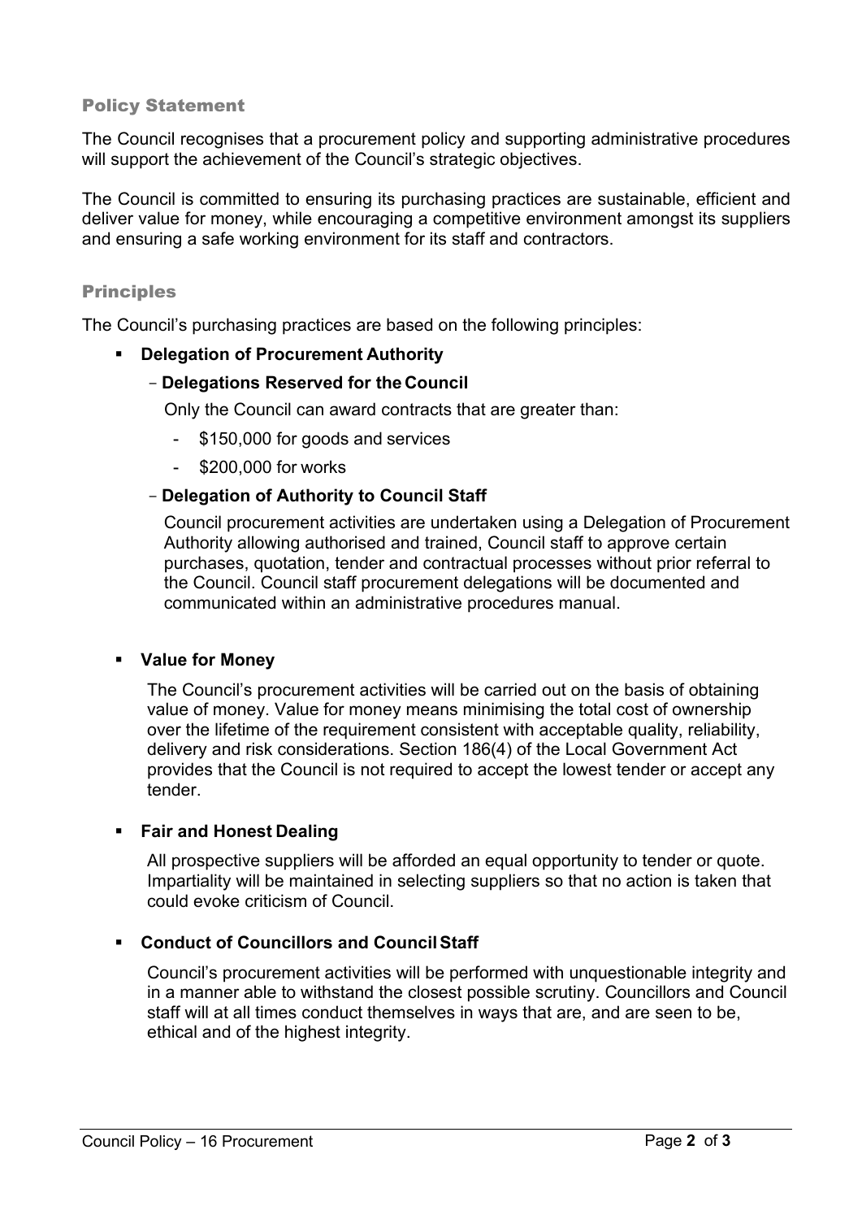## Policy Statement

The Council recognises that a procurement policy and supporting administrative procedures will support the achievement of the Council's strategic objectives.

The Council is committed to ensuring its purchasing practices are sustainable, efficient and deliver value for money, while encouraging a competitive environment amongst its suppliers and ensuring a safe working environment for its staff and contractors.

## Principles

The Council's purchasing practices are based on the following principles:

- **Delegation of Procurement Authority**
  - **Delegations Reserved for the Council**

    Only the Council can award contracts that are greater than:

    - $150,000 for goods and services
    - $200,000 for works
  - **Delegation of Authority to Council Staff**

    Council procurement activities are undertaken using a Delegation of Procurement Authority allowing authorised and trained, Council staff to approve certain purchases, quotation, tender and contractual processes without prior referral to the Council. Council staff procurement delegations will be documented and communicated within an administrative procedures manual.

- **Value for Money**

  The Council's procurement activities will be carried out on the basis of obtaining value of money. Value for money means minimising the total cost of ownership over the lifetime of the requirement consistent with acceptable quality, reliability, delivery and risk considerations. Section 186(4) of the Local Government Act provides that the Council is not required to accept the lowest tender or accept any tender.

- **Fair and Honest Dealing**

  All prospective suppliers will be afforded an equal opportunity to tender or quote. Impartiality will be maintained in selecting suppliers so that no action is taken that could evoke criticism of Council.

- **Conduct of Councillors and Council Staff**

  Council's procurement activities will be performed with unquestionable integrity and in a manner able to withstand the closest possible scrutiny. Councillors and Council staff will at all times conduct themselves in ways that are, and are seen to be, ethical and of the highest integrity.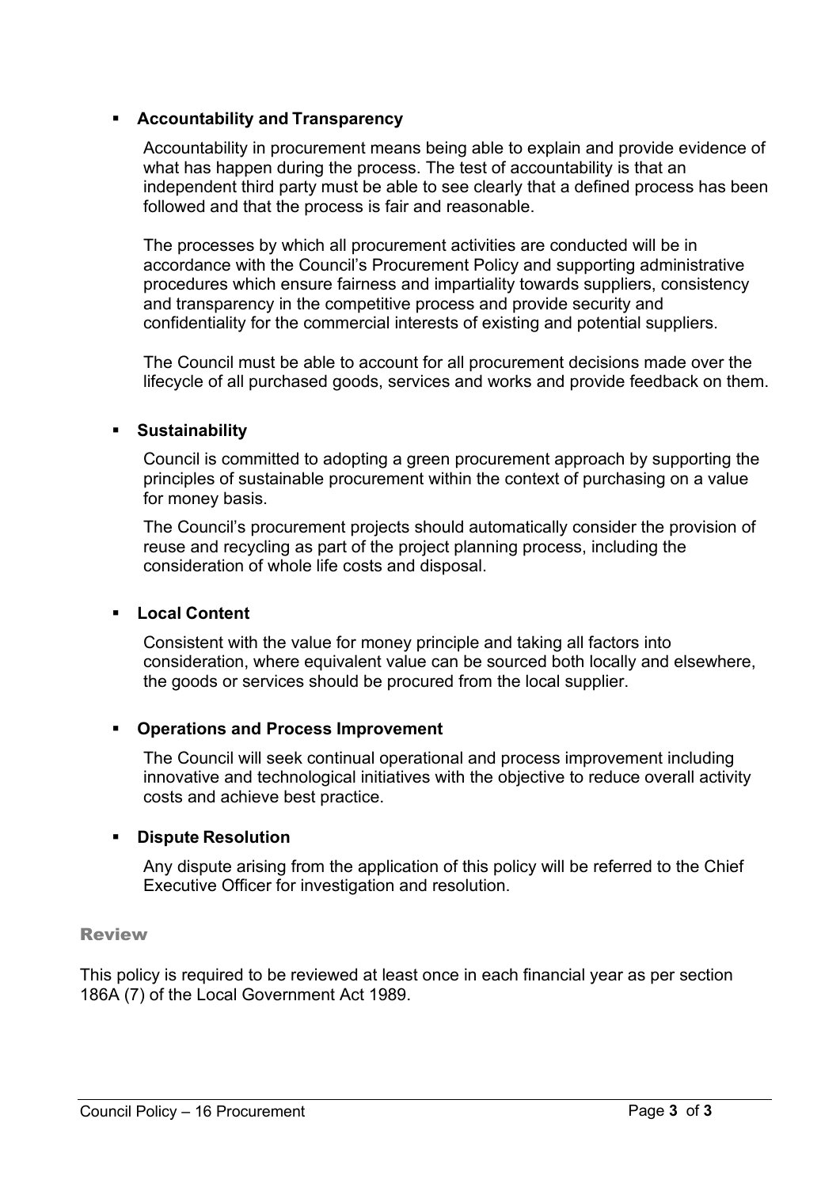- **Accountability and Transparency**

  Accountability in procurement means being able to explain and provide evidence of what has happen during the process. The test of accountability is that an independent third party must be able to see clearly that a defined process has been followed and that the process is fair and reasonable.

  The processes by which all procurement activities are conducted will be in accordance with the Council's Procurement Policy and supporting administrative procedures which ensure fairness and impartiality towards suppliers, consistency and transparency in the competitive process and provide security and confidentiality for the commercial interests of existing and potential suppliers.

  The Council must be able to account for all procurement decisions made over the lifecycle of all purchased goods, services and works and provide feedback on them.

- **Sustainability**

  Council is committed to adopting a green procurement approach by supporting the principles of sustainable procurement within the context of purchasing on a value for money basis.

  The Council's procurement projects should automatically consider the provision of reuse and recycling as part of the project planning process, including the consideration of whole life costs and disposal.

- **Local Content**

  Consistent with the value for money principle and taking all factors into consideration, where equivalent value can be sourced both locally and elsewhere, the goods or services should be procured from the local supplier.

- **Operations and Process Improvement**

  The Council will seek continual operational and process improvement including innovative and technological initiatives with the objective to reduce overall activity costs and achieve best practice.

- **Dispute Resolution**

  Any dispute arising from the application of this policy will be referred to the Chief Executive Officer for investigation and resolution.

## Review

This policy is required to be reviewed at least once in each financial year as per section 186A (7) of the Local Government Act 1989.